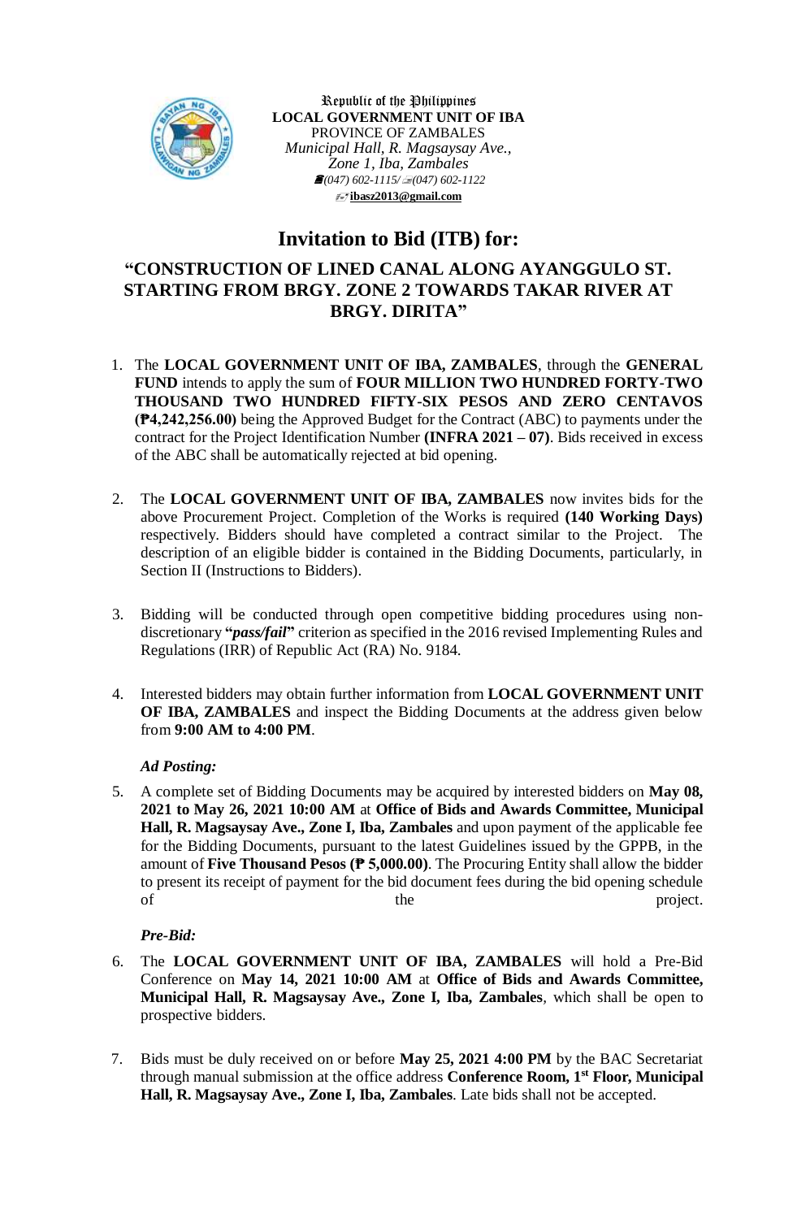Republic of the Philippines
**LOCAL GOVERNMENT UNIT OF IBA**
PROVINCE OF ZAMBALES
*Municipal Hall, R. Magsaysay Ave., Zone 1, Iba, Zambales*
*(047) 602-1115/ (047) 602-1122*
**ibasz2013@gmail.com**

# Invitation to Bid (ITB) for:

## "CONSTRUCTION OF LINED CANAL ALONG AYANGGULO ST. STARTING FROM BRGY. ZONE 2 TOWARDS TAKAR RIVER AT BRGY. DIRITA"

1. The **LOCAL GOVERNMENT UNIT OF IBA, ZAMBALES**, through the **GENERAL FUND** intends to apply the sum of **FOUR MILLION TWO HUNDRED FORTY-TWO THOUSAND TWO HUNDRED FIFTY-SIX PESOS AND ZERO CENTAVOS (₱4,242,256.00)** being the Approved Budget for the Contract (ABC) to payments under the contract for the Project Identification Number **(INFRA 2021 – 07)**. Bids received in excess of the ABC shall be automatically rejected at bid opening.

2. The **LOCAL GOVERNMENT UNIT OF IBA, ZAMBALES** now invites bids for the above Procurement Project. Completion of the Works is required **(140 Working Days)** respectively. Bidders should have completed a contract similar to the Project. The description of an eligible bidder is contained in the Bidding Documents, particularly, in Section II (Instructions to Bidders).

3. Bidding will be conducted through open competitive bidding procedures using non-discretionary **"*pass/fail*"** criterion as specified in the 2016 revised Implementing Rules and Regulations (IRR) of Republic Act (RA) No. 9184.

4. Interested bidders may obtain further information from **LOCAL GOVERNMENT UNIT OF IBA, ZAMBALES** and inspect the Bidding Documents at the address given below from **9:00 AM to 4:00 PM**.

***Ad Posting:***

5. A complete set of Bidding Documents may be acquired by interested bidders on **May 08, 2021 to May 26, 2021 10:00 AM** at **Office of Bids and Awards Committee, Municipal Hall, R. Magsaysay Ave., Zone I, Iba, Zambales** and upon payment of the applicable fee for the Bidding Documents, pursuant to the latest Guidelines issued by the GPPB, in the amount of **Five Thousand Pesos (₱ 5,000.00)**. The Procuring Entity shall allow the bidder to present its receipt of payment for the bid document fees during the bid opening schedule of the project.

***Pre-Bid:***

6. The **LOCAL GOVERNMENT UNIT OF IBA, ZAMBALES** will hold a Pre-Bid Conference on **May 14, 2021 10:00 AM** at **Office of Bids and Awards Committee, Municipal Hall, R. Magsaysay Ave., Zone I, Iba, Zambales**, which shall be open to prospective bidders.

7. Bids must be duly received on or before **May 25, 2021 4:00 PM** by the BAC Secretariat through manual submission at the office address **Conference Room, 1st Floor, Municipal Hall, R. Magsaysay Ave., Zone I, Iba, Zambales**. Late bids shall not be accepted.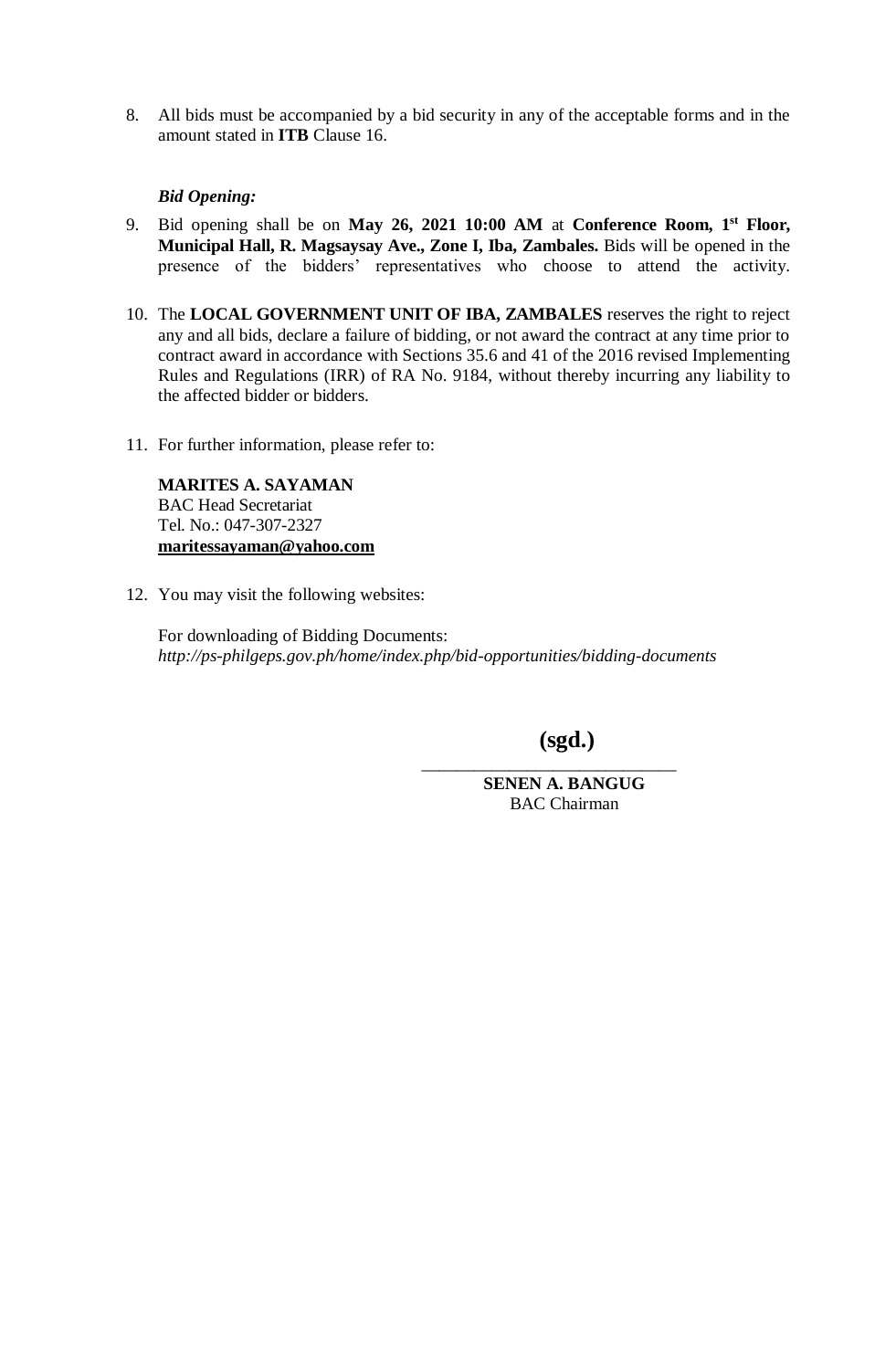8. All bids must be accompanied by a bid security in any of the acceptable forms and in the amount stated in **ITB** Clause 16.

***Bid Opening:***

9. Bid opening shall be on **May 26, 2021 10:00 AM** at **Conference Room, 1st Floor, Municipal Hall, R. Magsaysay Ave., Zone I, Iba, Zambales.** Bids will be opened in the presence of the bidders' representatives who choose to attend the activity.

10. The **LOCAL GOVERNMENT UNIT OF IBA, ZAMBALES** reserves the right to reject any and all bids, declare a failure of bidding, or not award the contract at any time prior to contract award in accordance with Sections 35.6 and 41 of the 2016 revised Implementing Rules and Regulations (IRR) of RA No. 9184, without thereby incurring any liability to the affected bidder or bidders.

11. For further information, please refer to:

    **MARITES A. SAYAMAN**
    BAC Head Secretariat
    Tel. No.: 047-307-2327
    **maritessayaman@yahoo.com**

12. You may visit the following websites:

    For downloading of Bidding Documents:
    *http://ps-philgeps.gov.ph/home/index.php/bid-opportunities/bidding-documents*

**(sgd.)**

\_\_\_\_\_\_\_\_\_\_\_\_\_\_\_\_\_\_\_\_\_\_\_\_\_\_\_\_\_\_

**SENEN A. BANGUG**
BAC Chairman